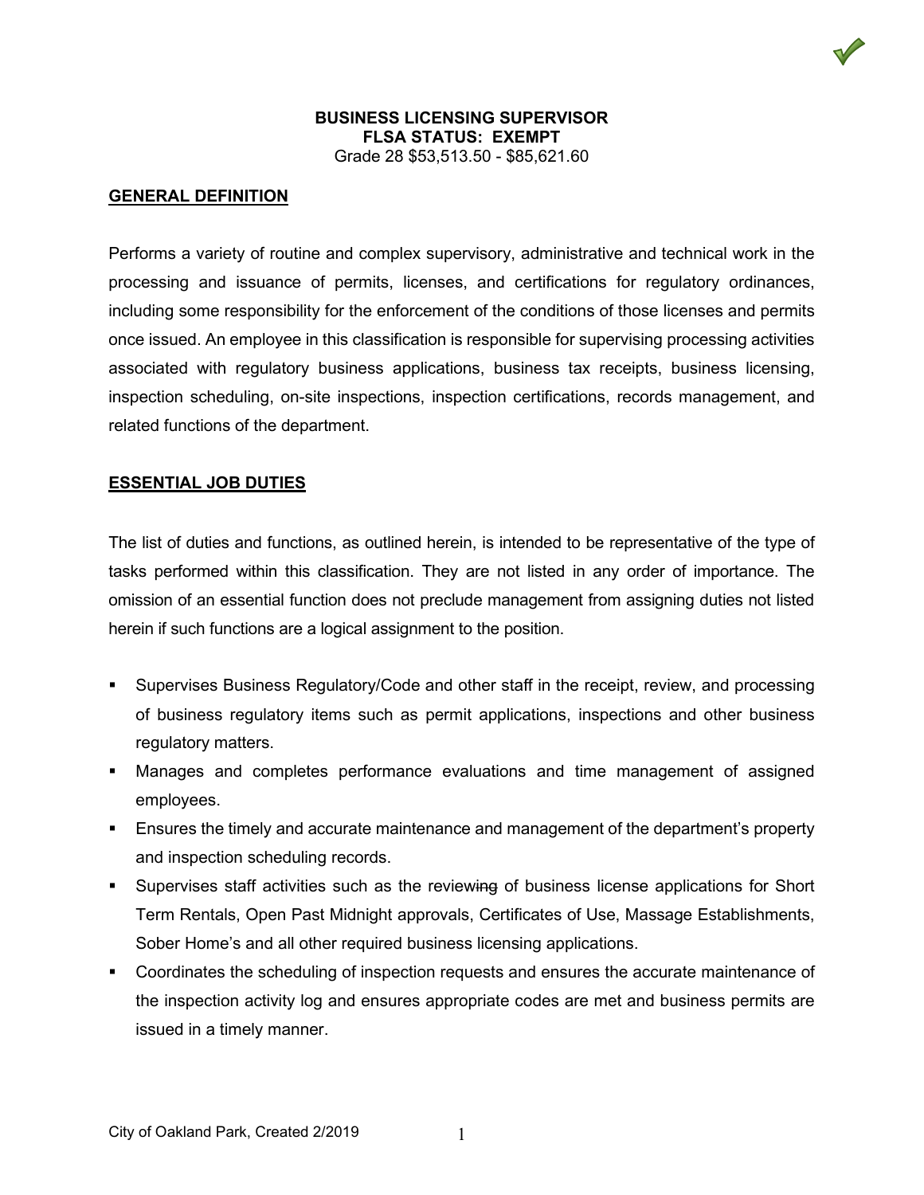**BUSINESS LICENSING SUPERVISOR**
**FLSA STATUS: EXEMPT**
Grade 28 $53,513.50 - $85,621.60

## GENERAL DEFINITION

Performs a variety of routine and complex supervisory, administrative and technical work in the processing and issuance of permits, licenses, and certifications for regulatory ordinances, including some responsibility for the enforcement of the conditions of those licenses and permits once issued. An employee in this classification is responsible for supervising processing activities associated with regulatory business applications, business tax receipts, business licensing, inspection scheduling, on-site inspections, inspection certifications, records management, and related functions of the department.

## ESSENTIAL JOB DUTIES

The list of duties and functions, as outlined herein, is intended to be representative of the type of tasks performed within this classification. They are not listed in any order of importance. The omission of an essential function does not preclude management from assigning duties not listed herein if such functions are a logical assignment to the position.

- Supervises Business Regulatory/Code and other staff in the receipt, review, and processing of business regulatory items such as permit applications, inspections and other business regulatory matters.
- Manages and completes performance evaluations and time management of assigned employees.
- Ensures the timely and accurate maintenance and management of the department's property and inspection scheduling records.
- Supervises staff activities such as the review~~ing~~ of business license applications for Short Term Rentals, Open Past Midnight approvals, Certificates of Use, Massage Establishments, Sober Home's and all other required business licensing applications.
- Coordinates the scheduling of inspection requests and ensures the accurate maintenance of the inspection activity log and ensures appropriate codes are met and business permits are issued in a timely manner.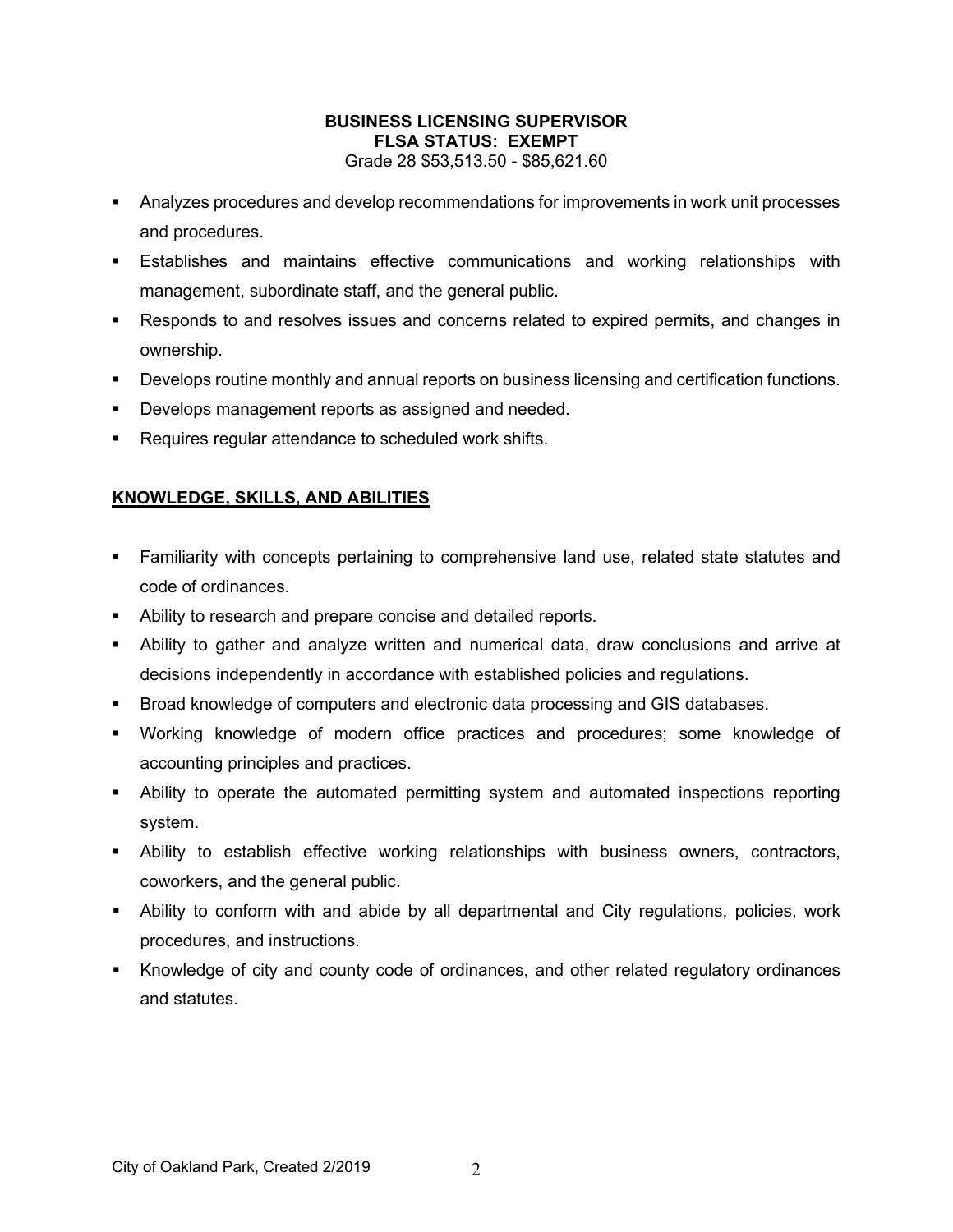**BUSINESS LICENSING SUPERVISOR**
**FLSA STATUS: EXEMPT**
Grade 28 $53,513.50 - $85,621.60

- Analyzes procedures and develop recommendations for improvements in work unit processes and procedures.
- Establishes and maintains effective communications and working relationships with management, subordinate staff, and the general public.
- Responds to and resolves issues and concerns related to expired permits, and changes in ownership.
- Develops routine monthly and annual reports on business licensing and certification functions.
- Develops management reports as assigned and needed.
- Requires regular attendance to scheduled work shifts.

## KNOWLEDGE, SKILLS, AND ABILITIES

- Familiarity with concepts pertaining to comprehensive land use, related state statutes and code of ordinances.
- Ability to research and prepare concise and detailed reports.
- Ability to gather and analyze written and numerical data, draw conclusions and arrive at decisions independently in accordance with established policies and regulations.
- Broad knowledge of computers and electronic data processing and GIS databases.
- Working knowledge of modern office practices and procedures; some knowledge of accounting principles and practices.
- Ability to operate the automated permitting system and automated inspections reporting system.
- Ability to establish effective working relationships with business owners, contractors, coworkers, and the general public.
- Ability to conform with and abide by all departmental and City regulations, policies, work procedures, and instructions.
- Knowledge of city and county code of ordinances, and other related regulatory ordinances and statutes.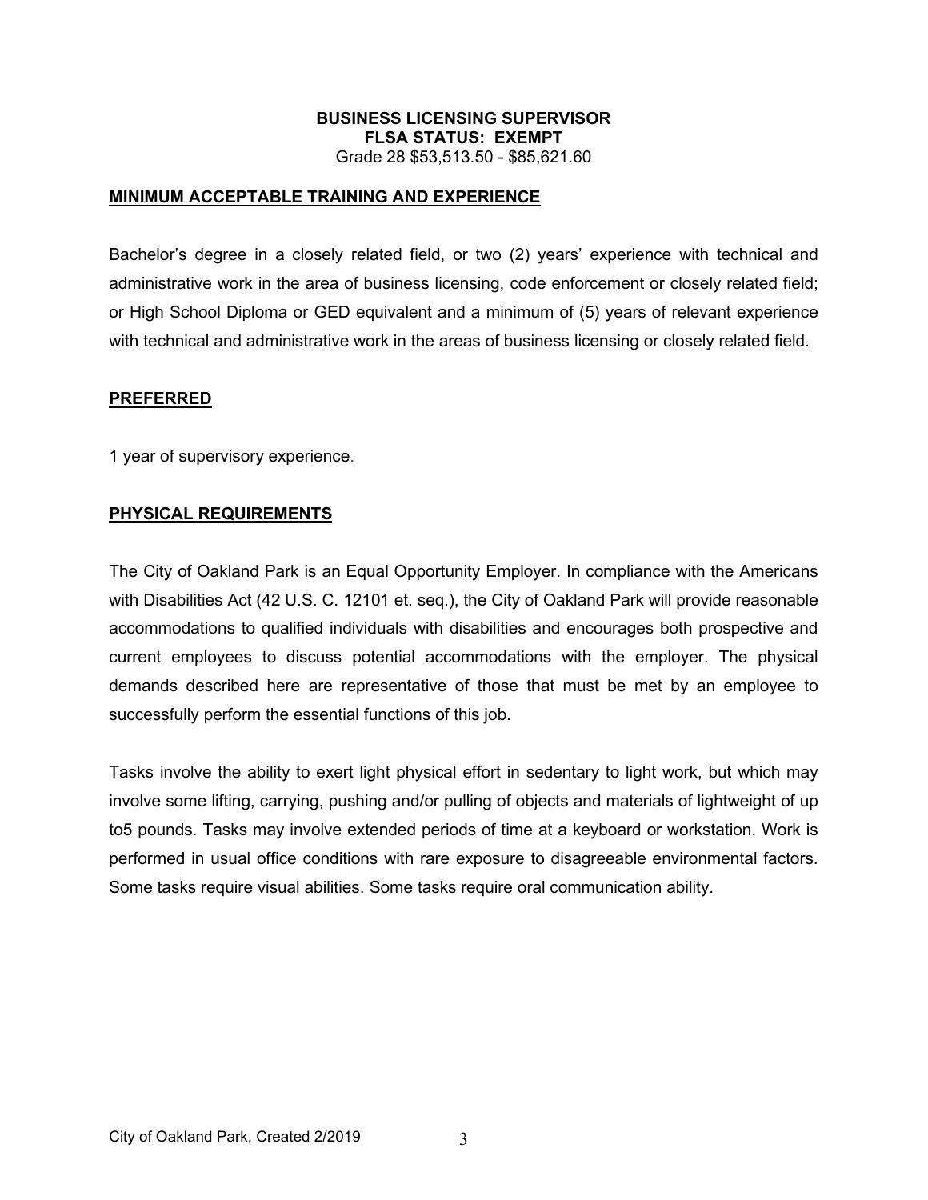**BUSINESS LICENSING SUPERVISOR**
**FLSA STATUS: EXEMPT**
Grade 28 $53,513.50 - $85,621.60

## MINIMUM ACCEPTABLE TRAINING AND EXPERIENCE

Bachelor's degree in a closely related field, or two (2) years' experience with technical and administrative work in the area of business licensing, code enforcement or closely related field; or High School Diploma or GED equivalent and a minimum of (5) years of relevant experience with technical and administrative work in the areas of business licensing or closely related field.

## PREFERRED

1 year of supervisory experience.

## PHYSICAL REQUIREMENTS

The City of Oakland Park is an Equal Opportunity Employer. In compliance with the Americans with Disabilities Act (42 U.S. C. 12101 et. seq.), the City of Oakland Park will provide reasonable accommodations to qualified individuals with disabilities and encourages both prospective and current employees to discuss potential accommodations with the employer. The physical demands described here are representative of those that must be met by an employee to successfully perform the essential functions of this job.

Tasks involve the ability to exert light physical effort in sedentary to light work, but which may involve some lifting, carrying, pushing and/or pulling of objects and materials of lightweight of up to5 pounds. Tasks may involve extended periods of time at a keyboard or workstation. Work is performed in usual office conditions with rare exposure to disagreeable environmental factors. Some tasks require visual abilities. Some tasks require oral communication ability.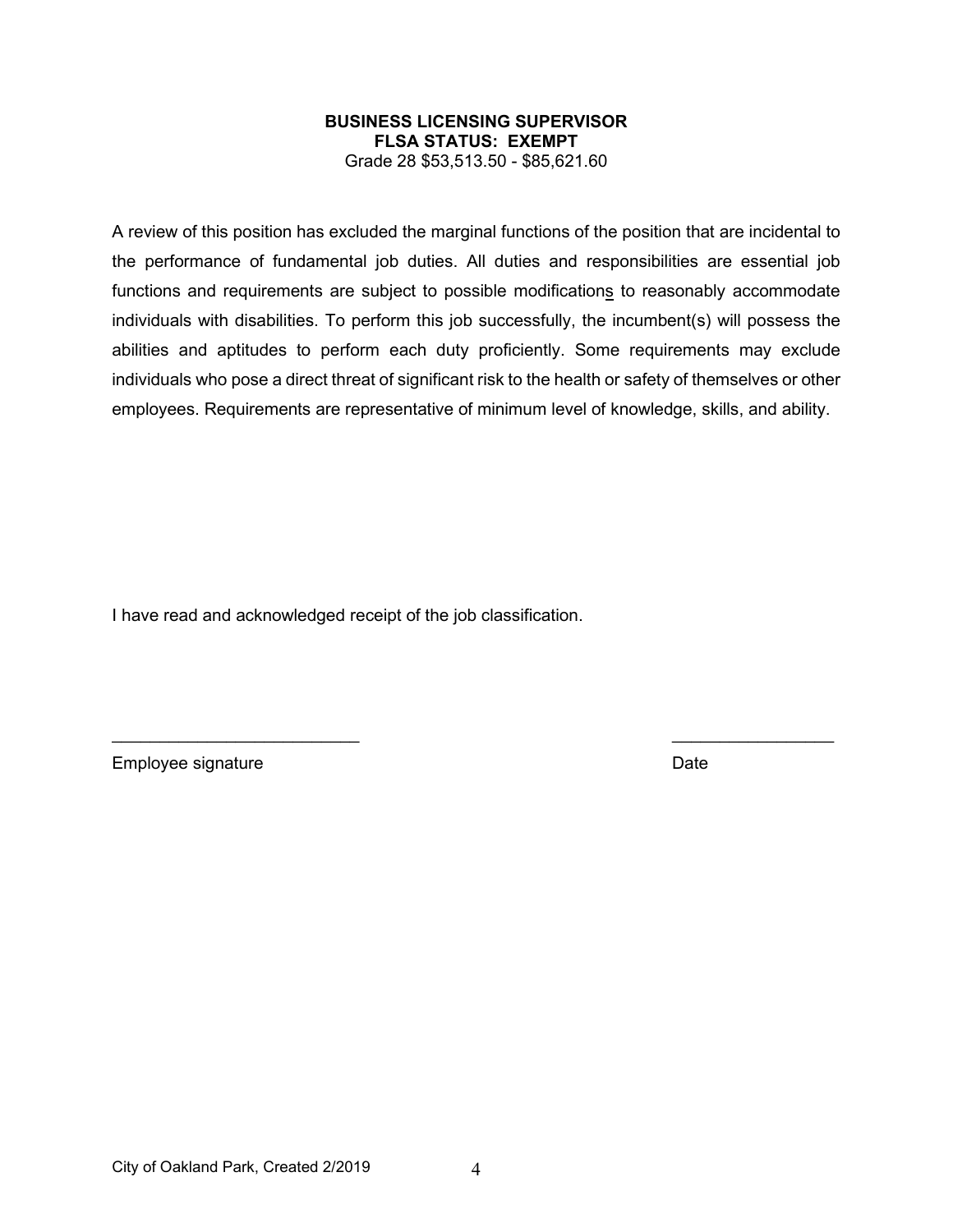**BUSINESS LICENSING SUPERVISOR**
**FLSA STATUS: EXEMPT**
Grade 28 $53,513.50 - $85,621.60

A review of this position has excluded the marginal functions of the position that are incidental to the performance of fundamental job duties. All duties and responsibilities are essential job functions and requirements are subject to possible modifications to reasonably accommodate individuals with disabilities. To perform this job successfully, the incumbent(s) will possess the abilities and aptitudes to perform each duty proficiently. Some requirements may exclude individuals who pose a direct threat of significant risk to the health or safety of themselves or other employees. Requirements are representative of minimum level of knowledge, skills, and ability.

I have read and acknowledged receipt of the job classification.

\_\_\_\_\_\_\_\_\_\_\_\_\_\_\_\_\_\_\_\_\_\_\_\_\_\_\_ \_\_\_\_\_\_\_\_\_\_\_\_\_\_\_\_\_\_

Employee signature Date

City of Oakland Park, Created 2/2019